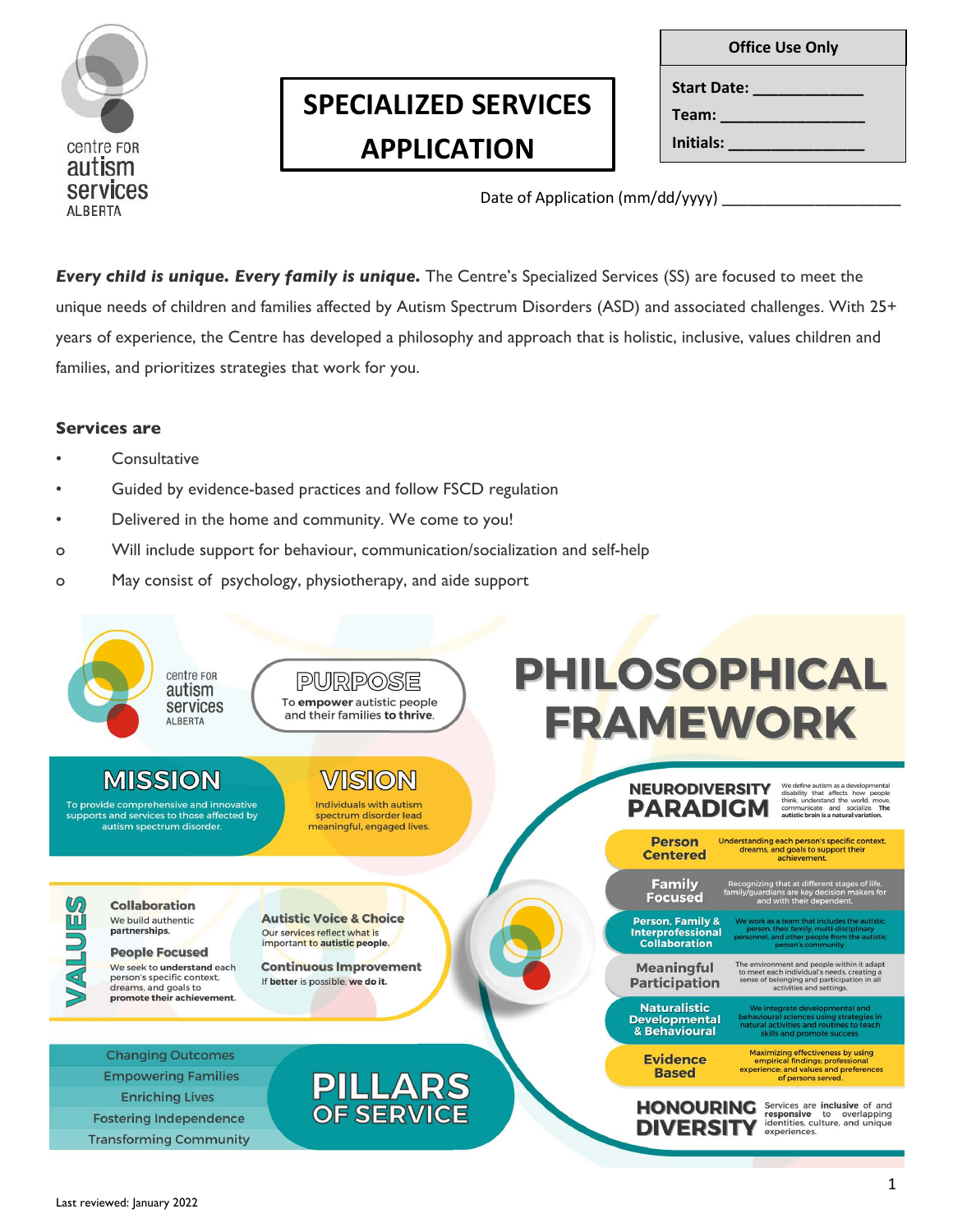centre FOR autism services ALBERTA

# SPECIALIZED SERVICES APPLICATION

| Office Use Only |
|---|
| Start Date: ____________ |
| Team: ________________ |
| Initials: _______________ |

Date of Application (mm/dd/yyyy) ____________________

***Every child is unique. Every family is unique.*** The Centre's Specialized Services (SS) are focused to meet the unique needs of children and families affected by Autism Spectrum Disorders (ASD) and associated challenges. With 25+ years of experience, the Centre has developed a philosophy and approach that is holistic, inclusive, values children and families, and prioritizes strategies that work for you.

**Services are**

- Consultative
- Guided by evidence-based practices and follow FSCD regulation
- Delivered in the home and community. We come to you!
  - Will include support for behaviour, communication/socialization and self-help
  - May consist of psychology, physiotherapy, and aide support

centre FOR autism services ALBERTA

## PURPOSE

To **empower** autistic people and their families **to thrive**.

# PHILOSOPHICAL FRAMEWORK

## MISSION

To provide comprehensive and innovative supports and services to those affected by autism spectrum disorder.

## VISION

Individuals with autism spectrum disorder lead meaningful, engaged lives.

## NEURODIVERSITY PARADIGM

We define autism as a developmental disability that affects how people think, understand the world, move, communicate and socialize. **The autistic brain is a natural variation.**

**Person Centered** – Understanding each person's specific context, dreams, and goals to support their achievement.

**Family Focused** – Recognizing that at different stages of life, family/guardians are key decision makers for and with their dependent.

**Person, Family & Interprofessional Collaboration** – We work as a team that includes the autistic person, their family, multi-disciplinary personnel, and other people from the autistic person's community.

**Meaningful Participation** – The environment and people within it adapt to meet each individual's needs, creating a sense of belonging and participation in all activities and settings.

**Naturalistic Developmental & Behavioural** – We integrate developmental and behavioural sciences using strategies in natural activities and routines to teach skills and promote success.

**Evidence Based** – Maximizing effectiveness by using empirical findings; professional experience; and values and preferences of persons served.

## VALUES

**Collaboration**
We build authentic **partnerships.**

**People Focused**
We seek to **understand** each person's specific context, dreams, and goals to **promote their achievement.**

**Autistic Voice & Choice**
Our services reflect what is important to **autistic people.**

**Continuous Improvement**
If **better** is possible, **we do it.**

## HONOURING DIVERSITY

Services are **inclusive** of and **responsive** to overlapping identities, culture, and unique experiences.

## PILLARS OF SERVICE

- Changing Outcomes
- Empowering Families
- Enriching Lives
- Fostering Independence
- Transforming Community

Last reviewed: January 2022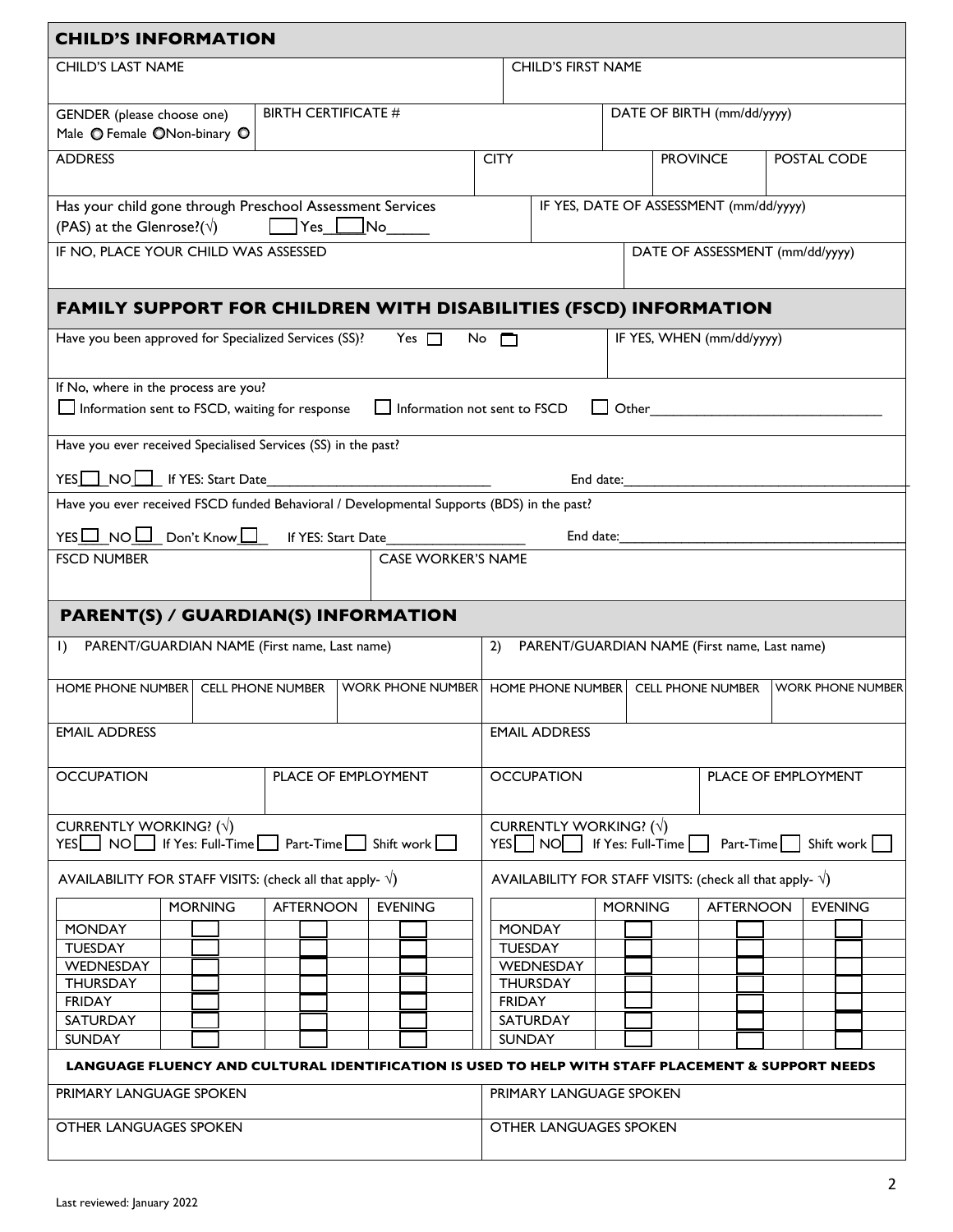## CHILD'S INFORMATION

| | |
|---|---|
| CHILD'S LAST NAME | CHILD'S FIRST NAME |

| | | |
|---|---|---|
| GENDER (please choose one) Male ○ Female ○ Non-binary ○ | BIRTH CERTIFICATE # | DATE OF BIRTH (mm/dd/yyyy) |

| | | | |
|---|---|---|---|
| ADDRESS | CITY | PROVINCE | POSTAL CODE |

| | |
|---|---|
| Has your child gone through Preschool Assessment Services (PAS) at the Glenrose?(√) ☐ Yes___ ☐ No_____ | IF YES, DATE OF ASSESSMENT (mm/dd/yyyy) |
| IF NO, PLACE YOUR CHILD WAS ASSESSED | DATE OF ASSESSMENT (mm/dd/yyyy) |

## FAMILY SUPPORT FOR CHILDREN WITH DISABILITIES (FSCD) INFORMATION

| | |
|---|---|
| Have you been approved for Specialized Services (SS)? Yes ☐ No ☐ | IF YES, WHEN (mm/dd/yyyy) |

If No, where in the process are you?

☐ Information sent to FSCD, waiting for response ☐ Information not sent to FSCD ☐ Other_______________________________

Have you ever received Specialised Services (SS) in the past?

YES☐ NO☐ If YES: Start Date_____________________________ End date:_______________________________________

Have you ever received FSCD funded Behavioral / Developmental Supports (BDS) in the past?

YES☐ NO☐ Don't Know☐ If YES: Start Date_________________ End date:_____________________________________

| | |
|---|---|
| FSCD NUMBER | CASE WORKER'S NAME |

## PARENT(S) / GUARDIAN(S) INFORMATION

| | | | | | |
|---|---|---|---|---|---|
| 1) PARENT/GUARDIAN NAME (First name, Last name) | | | 2) PARENT/GUARDIAN NAME (First name, Last name) | | |
| HOME PHONE NUMBER | CELL PHONE NUMBER | WORK PHONE NUMBER | HOME PHONE NUMBER | CELL PHONE NUMBER | WORK PHONE NUMBER |
| EMAIL ADDRESS | | | EMAIL ADDRESS | | |
| OCCUPATION | PLACE OF EMPLOYMENT | | OCCUPATION | PLACE OF EMPLOYMENT | |
| CURRENTLY WORKING? (√) YES☐ NO☐ If Yes: Full-Time☐ Part-Time☐ Shift work☐ | | | CURRENTLY WORKING? (√) YES☐ NO☐ If Yes: Full-Time☐ Part-Time☐ Shift work☐ | | |

AVAILABILITY FOR STAFF VISITS: (check all that apply- √)

| | MORNING | AFTERNOON | EVENING |
|---|---|---|---|
| MONDAY | ☐ | ☐ | ☐ |
| TUESDAY | ☐ | ☐ | ☐ |
| WEDNESDAY | ☐ | ☐ | ☐ |
| THURSDAY | ☐ | ☐ | ☐ |
| FRIDAY | ☐ | ☐ | ☐ |
| SATURDAY | ☐ | ☐ | ☐ |
| SUNDAY | ☐ | ☐ | ☐ |

AVAILABILITY FOR STAFF VISITS: (check all that apply- √)

| | MORNING | AFTERNOON | EVENING |
|---|---|---|---|
| MONDAY | ☐ | ☐ | ☐ |
| TUESDAY | ☐ | ☐ | ☐ |
| WEDNESDAY | ☐ | ☐ | ☐ |
| THURSDAY | ☐ | ☐ | ☐ |
| FRIDAY | ☐ | ☐ | ☐ |
| SATURDAY | ☐ | ☐ | ☐ |
| SUNDAY | ☐ | ☐ | ☐ |

**LANGUAGE FLUENCY AND CULTURAL IDENTIFICATION IS USED TO HELP WITH STAFF PLACEMENT & SUPPORT NEEDS**

| | |
|---|---|
| PRIMARY LANGUAGE SPOKEN | PRIMARY LANGUAGE SPOKEN |
| OTHER LANGUAGES SPOKEN | OTHER LANGUAGES SPOKEN |

Last reviewed: January 2022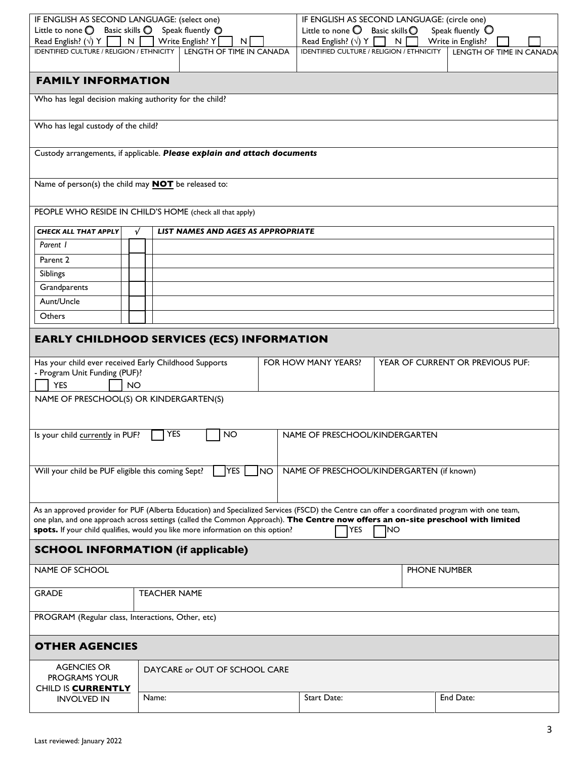| IF ENGLISH AS SECOND LANGUAGE: (select one) | | IF ENGLISH AS SECOND LANGUAGE: (circle one) | |
|---|---|---|---|
| Little to none ○ Basic skills ○ Speak fluently ○ | | Little to none ○ Basic skills ○ Speak fluently ○ | |
| Read English? (√) Y ☐ N ☐ Write English? Y ☐ N ☐ | | Read English? (√) Y ☐ N ☐ Write in English? ☐ ☐ | |
| IDENTIFIED CULTURE / RELIGION / ETHNICITY | LENGTH OF TIME IN CANADA | IDENTIFIED CULTURE / RELIGION / ETHNICITY | LENGTH OF TIME IN CANADA |
| | | | |

## FAMILY INFORMATION

Who has legal decision making authority for the child?

Who has legal custody of the child?

Custody arrangements, if applicable. ***Please explain and attach documents***

Name of person(s) the child may **NOT** be released to:

PEOPLE WHO RESIDE IN CHILD'S HOME (check all that apply)

| ***CHECK ALL THAT APPLY*** | √ | ***LIST NAMES AND AGES AS APPROPRIATE*** |
|---|---|---|
| *Parent 1* | ☐ | |
| Parent 2 | ☐ | |
| Siblings | ☐ | |
| Grandparents | ☐ | |
| Aunt/Uncle | ☐ | |
| Others | ☐ | |

## EARLY CHILDHOOD SERVICES (ECS) INFORMATION

| Has your child ever received Early Childhood Supports - Program Unit Funding (PUF)? ☐ YES ☐ NO | FOR HOW MANY YEARS? | YEAR OF CURRENT OR PREVIOUS PUF: |
|---|---|---|

NAME OF PRESCHOOL(S) OR KINDERGARTEN(S)

| Is your child <u>currently</u> in PUF? ☐ YES ☐ NO | NAME OF PRESCHOOL/KINDERGARTEN |
|---|---|
| Will your child be PUF eligible this coming Sept? ☐ YES ☐ NO | NAME OF PRESCHOOL/KINDERGARTEN (if known) |

As an approved provider for PUF (Alberta Education) and Specialized Services (FSCD) the Centre can offer a coordinated program with one team, one plan, and one approach across settings (called the Common Approach). **The Centre now offers an on-site preschool with limited spots.** If your child qualifies, would you like more information on this option? ☐ YES ☐ NO

## SCHOOL INFORMATION (if applicable)

| NAME OF SCHOOL | | PHONE NUMBER |
|---|---|---|
| GRADE | TEACHER NAME | |
| PROGRAM (Regular class, Interactions, Other, etc) | | |

## OTHER AGENCIES

| AGENCIES OR PROGRAMS YOUR CHILD IS **CURRENTLY** INVOLVED IN | DAYCARE or OUT OF SCHOOL CARE | | |
|---|---|---|---|
| | Name: | Start Date: | End Date: |

Last reviewed: January 2022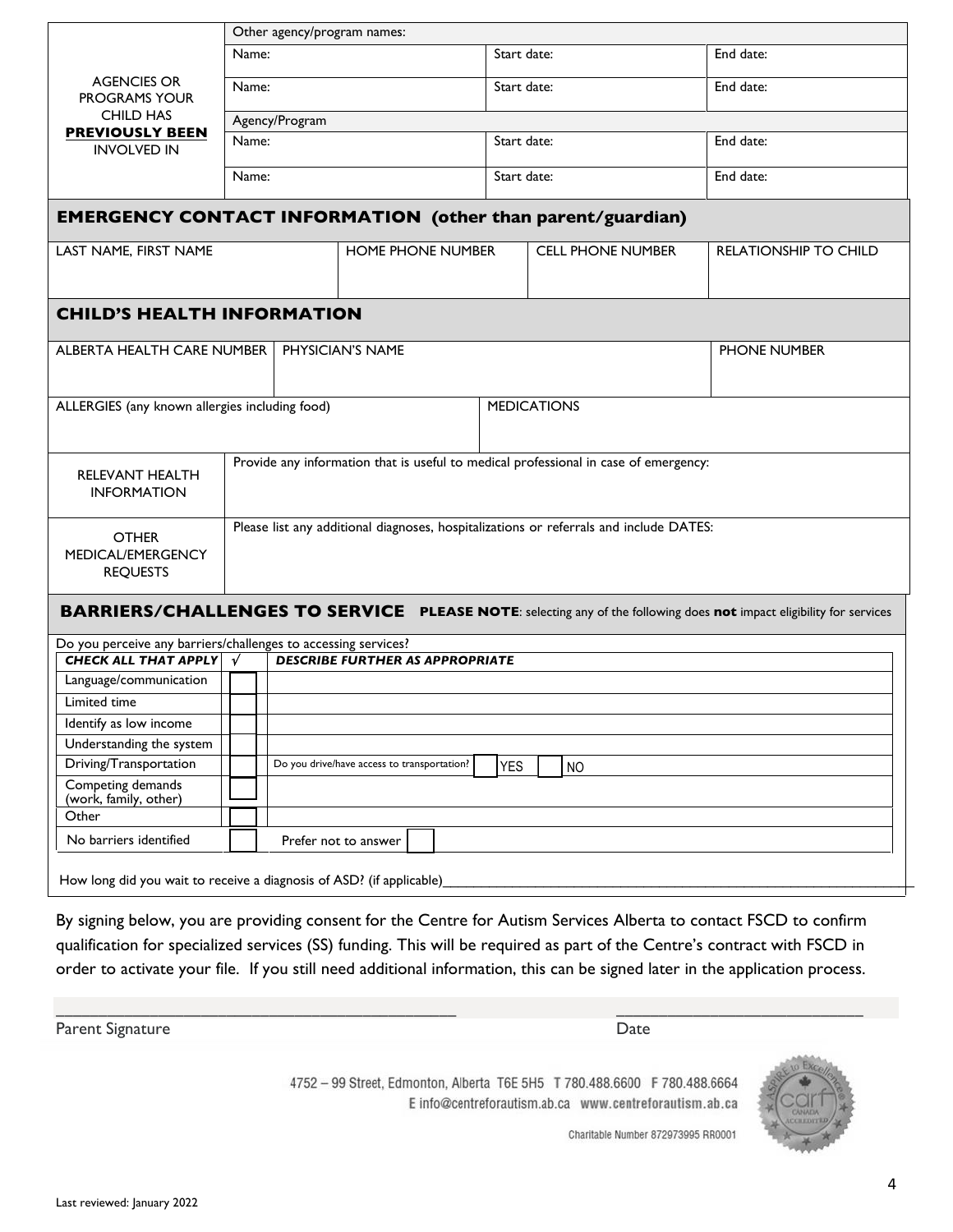| AGENCIES OR PROGRAMS YOUR CHILD HAS **PREVIOUSLY BEEN** INVOLVED IN | Other agency/program names: | | |
|---|---|---|---|
| | Name: | Start date: | End date: |
| | Name: | Start date: | End date: |
| | Agency/Program | | |
| | Name: | Start date: | End date: |
| | Name: | Start date: | End date: |

## EMERGENCY CONTACT INFORMATION (other than parent/guardian)

| LAST NAME, FIRST NAME | HOME PHONE NUMBER | CELL PHONE NUMBER | RELATIONSHIP TO CHILD |
|---|---|---|---|
| | | | |

## CHILD'S HEALTH INFORMATION

| ALBERTA HEALTH CARE NUMBER | PHYSICIAN'S NAME | PHONE NUMBER |
|---|---|---|
| | | |

| ALLERGIES (any known allergies including food) | MEDICATIONS |
|---|---|
| | |

| | |
|---|---|
| RELEVANT HEALTH INFORMATION | Provide any information that is useful to medical professional in case of emergency: |
| OTHER MEDICAL/EMERGENCY REQUESTS | Please list any additional diagnoses, hospitalizations or referrals and include DATES: |

## BARRIERS/CHALLENGES TO SERVICE

**PLEASE NOTE**: selecting any of the following does **not** impact eligibility for services

Do you perceive any barriers/challenges to accessing services?

| ***CHECK ALL THAT APPLY*** | √ | ***DESCRIBE FURTHER AS APPROPRIATE*** |
|---|---|---|
| Language/communication | ☐ | |
| Limited time | ☐ | |
| Identify as low income | ☐ | |
| Understanding the system | ☐ | |
| Driving/Transportation | ☐ | Do you drive/have access to transportation? ☐ YES ☐ NO |
| Competing demands (work, family, other) | ☐ | |
| Other | ☐ | |
| No barriers identified | ☐ | Prefer not to answer ☐ |

How long did you wait to receive a diagnosis of ASD? (if applicable)\_\_\_\_\_\_\_\_\_\_\_\_\_\_\_\_\_\_\_\_\_\_\_\_\_\_\_\_\_\_\_\_\_\_\_\_\_\_\_\_

By signing below, you are providing consent for the Centre for Autism Services Alberta to contact FSCD to confirm qualification for specialized services (SS) funding. This will be required as part of the Centre's contract with FSCD in order to activate your file. If you still need additional information, this can be signed later in the application process.

\_\_\_\_\_\_\_\_\_\_\_\_\_\_\_\_\_\_\_\_\_\_\_\_\_\_\_\_\_\_\_\_\_\_\_\_\_\_\_\_\_\_\_\_ \_\_\_\_\_\_\_\_\_\_\_\_\_\_\_\_\_\_\_\_\_\_\_\_\_\_\_\_

Parent Signature Date

4752 – 99 Street, Edmonton, Alberta T6E 5H5 T 780.488.6600 F 780.488.6664
E info@centreforautism.ab.ca www.centreforautism.ab.ca

Charitable Number 872973995 RR0001

Last reviewed: January 2022